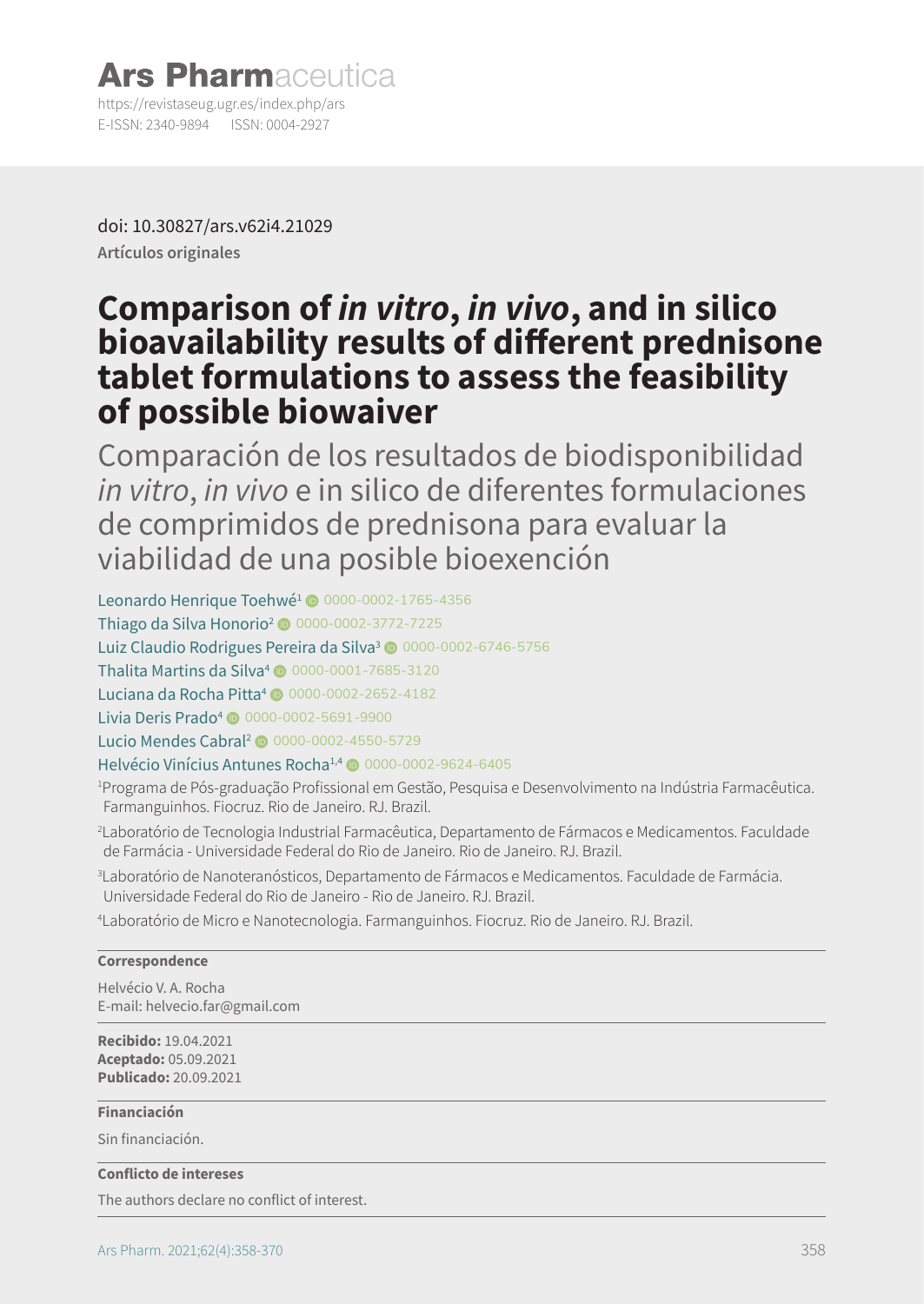# Ars Pharmaceutica

https://revistaseug.ugr.es/index.php/ars
E-ISSN: 2340-9894 ISSN: 0004-2927

doi: 10.30827/ars.v62i4.21029
**Artículos originales**

# Comparison of *in vitro*, *in vivo*, and in silico bioavailability results of different prednisone tablet formulations to assess the feasibility of possible biowaiver

## Comparación de los resultados de biodisponibilidad *in vitro*, *in vivo* e in silico de diferentes formulaciones de comprimidos de prednisona para evaluar la viabilidad de una posible bioexención

Leonardo Henrique Toehwé[1] 0000-0002-1765-4356
Thiago da Silva Honorio[2] 0000-0002-3772-7225
Luiz Claudio Rodrigues Pereira da Silva[3] 0000-0002-6746-5756
Thalita Martins da Silva[4] 0000-0001-7685-3120
Luciana da Rocha Pitta[4] 0000-0002-2652-4182
Livia Deris Prado[4] 0000-0002-5691-9900
Lucio Mendes Cabral[2] 0000-0002-4550-5729
Helvécio Vinícius Antunes Rocha[1,4] 0000-0002-9624-6405

[1]Programa de Pós-graduação Profissional em Gestão, Pesquisa e Desenvolvimento na Indústria Farmacêutica. Farmanguinhos. Fiocruz. Rio de Janeiro. RJ. Brazil.

[2]Laboratório de Tecnologia Industrial Farmacêutica, Departamento de Fármacos e Medicamentos. Faculdade de Farmácia - Universidade Federal do Rio de Janeiro. Rio de Janeiro. RJ. Brazil.

[3]Laboratório de Nanoteranósticos, Departamento de Fármacos e Medicamentos. Faculdade de Farmácia. Universidade Federal do Rio de Janeiro - Rio de Janeiro. RJ. Brazil.

[4]Laboratório de Micro e Nanotecnologia. Farmanguinhos. Fiocruz. Rio de Janeiro. RJ. Brazil.

**Correspondence**

Helvécio V. A. Rocha
E-mail: helvecio.far@gmail.com

**Recibido:** 19.04.2021
**Aceptado:** 05.09.2021
**Publicado:** 20.09.2021

**Financiación**

Sin financiación.

**Conflicto de intereses**

The authors declare no conflict of interest.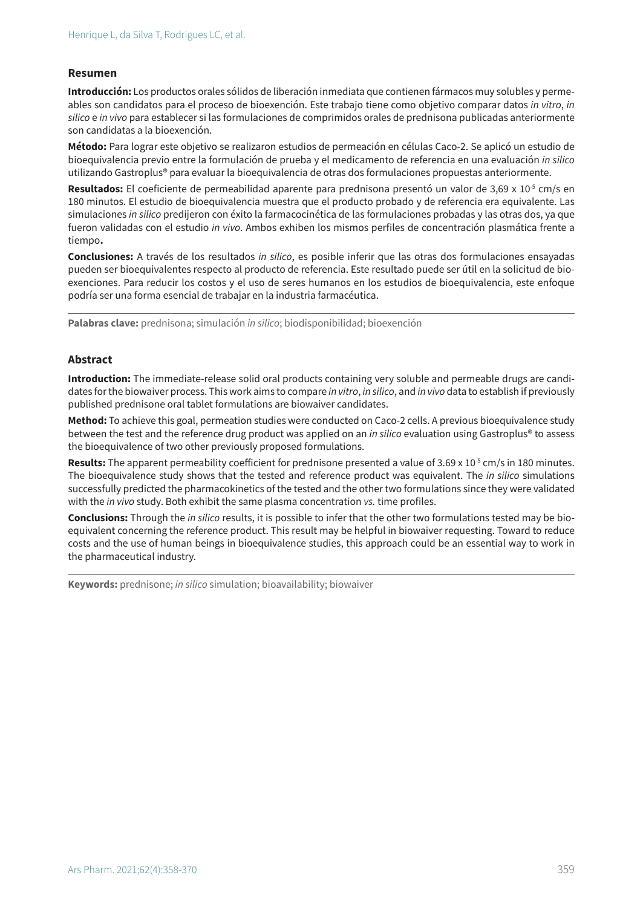## Resumen

**Introducción:** Los productos orales sólidos de liberación inmediata que contienen fármacos muy solubles y permeables son candidatos para el proceso de bioexención. Este trabajo tiene como objetivo comparar datos *in vitro*, *in silico* e *in vivo* para establecer si las formulaciones de comprimidos orales de prednisona publicadas anteriormente son candidatas a la bioexención.

**Método:** Para lograr este objetivo se realizaron estudios de permeación en células Caco-2. Se aplicó un estudio de bioequivalencia previo entre la formulación de prueba y el medicamento de referencia en una evaluación *in silico* utilizando Gastroplus® para evaluar la bioequivalencia de otras dos formulaciones propuestas anteriormente.

**Resultados:** El coeficiente de permeabilidad aparente para prednisona presentó un valor de 3,69 x $10^{-5}$ cm/s en 180 minutos. El estudio de bioequivalencia muestra que el producto probado y de referencia era equivalente. Las simulaciones *in silico* predijeron con éxito la farmacocinética de las formulaciones probadas y las otras dos, ya que fueron validadas con el estudio *in vivo*. Ambos exhiben los mismos perfiles de concentración plasmática frente a tiempo**.**

**Conclusiones:** A través de los resultados *in silico*, es posible inferir que las otras dos formulaciones ensayadas pueden ser bioequivalentes respecto al producto de referencia. Este resultado puede ser útil en la solicitud de bioexenciones. Para reducir los costos y el uso de seres humanos en los estudios de bioequivalencia, este enfoque podría ser una forma esencial de trabajar en la industria farmacéutica.

**Palabras clave:** prednisona; simulación *in silico*; biodisponibilidad; bioexención

## Abstract

**Introduction:** The immediate-release solid oral products containing very soluble and permeable drugs are candidates for the biowaiver process. This work aims to compare *in vitro*, *in silico*, and *in vivo* data to establish if previously published prednisone oral tablet formulations are biowaiver candidates.

**Method:** To achieve this goal, permeation studies were conducted on Caco-2 cells. A previous bioequivalence study between the test and the reference drug product was applied on an *in silico* evaluation using Gastroplus® to assess the bioequivalence of two other previously proposed formulations.

**Results:** The apparent permeability coefficient for prednisone presented a value of 3.69 x $10^{-5}$ cm/s in 180 minutes. The bioequivalence study shows that the tested and reference product was equivalent. The *in silico* simulations successfully predicted the pharmacokinetics of the tested and the other two formulations since they were validated with the *in vivo* study. Both exhibit the same plasma concentration *vs.* time profiles.

**Conclusions:** Through the *in silico* results, it is possible to infer that the other two formulations tested may be bioequivalent concerning the reference product. This result may be helpful in biowaiver requesting. Toward to reduce costs and the use of human beings in bioequivalence studies, this approach could be an essential way to work in the pharmaceutical industry.

**Keywords:** prednisone; *in silico* simulation; bioavailability; biowaiver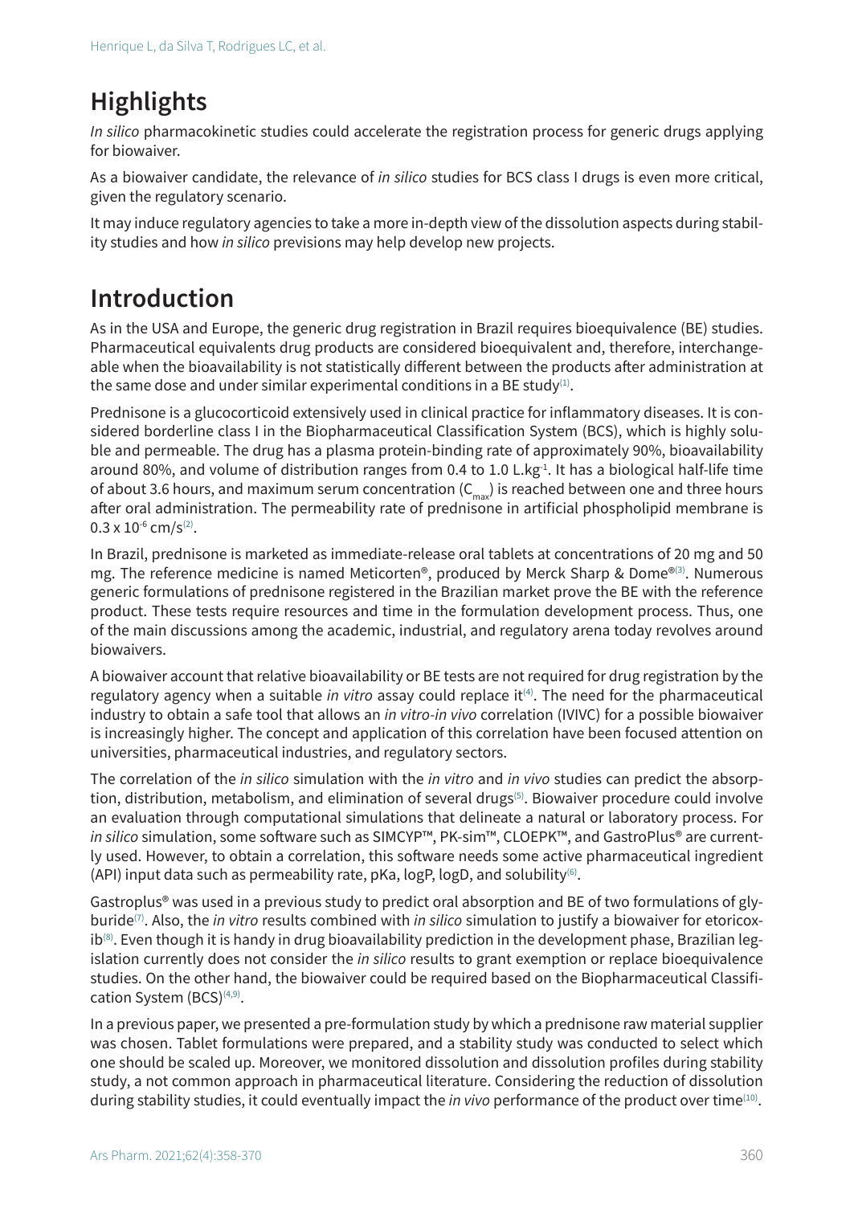## Highlights

*In silico* pharmacokinetic studies could accelerate the registration process for generic drugs applying for biowaiver.

As a biowaiver candidate, the relevance of *in silico* studies for BCS class I drugs is even more critical, given the regulatory scenario.

It may induce regulatory agencies to take a more in-depth view of the dissolution aspects during stability studies and how *in silico* previsions may help develop new projects.

## Introduction

As in the USA and Europe, the generic drug registration in Brazil requires bioequivalence (BE) studies. Pharmaceutical equivalents drug products are considered bioequivalent and, therefore, interchangeable when the bioavailability is not statistically different between the products after administration at the same dose and under similar experimental conditions in a BE study[1].

Prednisone is a glucocorticoid extensively used in clinical practice for inflammatory diseases. It is considered borderline class I in the Biopharmaceutical Classification System (BCS), which is highly soluble and permeable. The drug has a plasma protein-binding rate of approximately 90%, bioavailability around 80%, and volume of distribution ranges from 0.4 to 1.0 $L.kg^{-1}$. It has a biological half-life time of about 3.6 hours, and maximum serum concentration ($C_{max}$) is reached between one and three hours after oral administration. The permeability rate of prednisone in artificial phospholipid membrane is $0.3 \times 10^{-6}$ cm/s[2].

In Brazil, prednisone is marketed as immediate-release oral tablets at concentrations of 20 mg and 50 mg. The reference medicine is named Meticorten®, produced by Merck Sharp & Dome®[3]. Numerous generic formulations of prednisone registered in the Brazilian market prove the BE with the reference product. These tests require resources and time in the formulation development process. Thus, one of the main discussions among the academic, industrial, and regulatory arena today revolves around biowaivers.

A biowaiver account that relative bioavailability or BE tests are not required for drug registration by the regulatory agency when a suitable *in vitro* assay could replace it[4]. The need for the pharmaceutical industry to obtain a safe tool that allows an *in vitro-in vivo* correlation (IVIVC) for a possible biowaiver is increasingly higher. The concept and application of this correlation have been focused attention on universities, pharmaceutical industries, and regulatory sectors.

The correlation of the *in silico* simulation with the *in vitro* and *in vivo* studies can predict the absorption, distribution, metabolism, and elimination of several drugs[5]. Biowaiver procedure could involve an evaluation through computational simulations that delineate a natural or laboratory process. For *in silico* simulation, some software such as SIMCYP™, PK-sim™, CLOEPK™, and GastroPlus® are currently used. However, to obtain a correlation, this software needs some active pharmaceutical ingredient (API) input data such as permeability rate, pKa, logP, logD, and solubility[6].

Gastroplus® was used in a previous study to predict oral absorption and BE of two formulations of glyburide[7]. Also, the *in vitro* results combined with *in silico* simulation to justify a biowaiver for etoricoxib[8]. Even though it is handy in drug bioavailability prediction in the development phase, Brazilian legislation currently does not consider the *in silico* results to grant exemption or replace bioequivalence studies. On the other hand, the biowaiver could be required based on the Biopharmaceutical Classification System (BCS)[4,9].

In a previous paper, we presented a pre-formulation study by which a prednisone raw material supplier was chosen. Tablet formulations were prepared, and a stability study was conducted to select which one should be scaled up. Moreover, we monitored dissolution and dissolution profiles during stability study, a not common approach in pharmaceutical literature. Considering the reduction of dissolution during stability studies, it could eventually impact the *in vivo* performance of the product over time[10].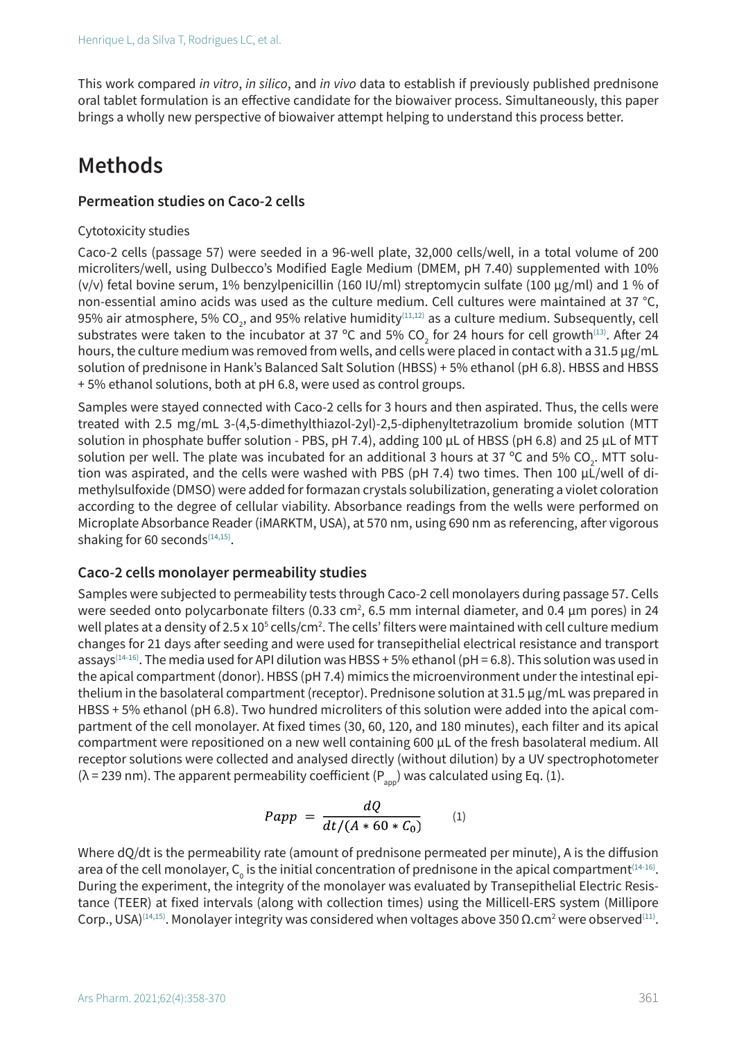This work compared *in vitro*, *in silico*, and *in vivo* data to establish if previously published prednisone oral tablet formulation is an effective candidate for the biowaiver process. Simultaneously, this paper brings a wholly new perspective of biowaiver attempt helping to understand this process better.

# Methods

## Permeation studies on Caco-2 cells

### Cytotoxicity studies

Caco-2 cells (passage 57) were seeded in a 96-well plate, 32,000 cells/well, in a total volume of 200 microliters/well, using Dulbecco's Modified Eagle Medium (DMEM, pH 7.40) supplemented with 10% (v/v) fetal bovine serum, 1% benzylpenicillin (160 IU/ml) streptomycin sulfate (100 µg/ml) and 1 % of non-essential amino acids was used as the culture medium. Cell cultures were maintained at 37 °C, 95% air atmosphere, 5% $CO_2$, and 95% relative humidity[11,12] as a culture medium. Subsequently, cell substrates were taken to the incubator at 37 ºC and 5% $CO_2$ for 24 hours for cell growth[13]. After 24 hours, the culture medium was removed from wells, and cells were placed in contact with a 31.5 µg/mL solution of prednisone in Hank's Balanced Salt Solution (HBSS) + 5% ethanol (pH 6.8). HBSS and HBSS + 5% ethanol solutions, both at pH 6.8, were used as control groups.

Samples were stayed connected with Caco-2 cells for 3 hours and then aspirated. Thus, the cells were treated with 2.5 mg/mL 3-(4,5-dimethylthiazol-2yl)-2,5-diphenyltetrazolium bromide solution (MTT solution in phosphate buffer solution - PBS, pH 7.4), adding 100 µL of HBSS (pH 6.8) and 25 µL of MTT solution per well. The plate was incubated for an additional 3 hours at 37 ºC and 5% $CO_2$. MTT solution was aspirated, and the cells were washed with PBS (pH 7.4) two times. Then 100 µL/well of dimethylsulfoxide (DMSO) were added for formazan crystals solubilization, generating a violet coloration according to the degree of cellular viability. Absorbance readings from the wells were performed on Microplate Absorbance Reader (iMARKTM, USA), at 570 nm, using 690 nm as referencing, after vigorous shaking for 60 seconds[14,15].

## Caco-2 cells monolayer permeability studies

Samples were subjected to permeability tests through Caco-2 cell monolayers during passage 57. Cells were seeded onto polycarbonate filters (0.33 cm$^2$, 6.5 mm internal diameter, and 0.4 µm pores) in 24 well plates at a density of 2.5 x 10$^5$ cells/cm$^2$. The cells' filters were maintained with cell culture medium changes for 21 days after seeding and were used for transepithelial electrical resistance and transport assays[14-16]. The media used for API dilution was HBSS + 5% ethanol (pH = 6.8). This solution was used in the apical compartment (donor). HBSS (pH 7.4) mimics the microenvironment under the intestinal epithelium in the basolateral compartment (receptor). Prednisone solution at 31.5 µg/mL was prepared in HBSS + 5% ethanol (pH 6.8). Two hundred microliters of this solution were added into the apical compartment of the cell monolayer. At fixed times (30, 60, 120, and 180 minutes), each filter and its apical compartment were repositioned on a new well containing 600 µL of the fresh basolateral medium. All receptor solutions were collected and analysed directly (without dilution) by a UV spectrophotometer (λ = 239 nm). The apparent permeability coefficient ($P_{app}$) was calculated using Eq. (1).

$$Papp = \frac{dQ}{dt/(A * 60 * C_0)} \qquad (1)$$

Where dQ/dt is the permeability rate (amount of prednisone permeated per minute), A is the diffusion area of the cell monolayer, $C_0$ is the initial concentration of prednisone in the apical compartment[14-16]. During the experiment, the integrity of the monolayer was evaluated by Transepithelial Electric Resistance (TEER) at fixed intervals (along with collection times) using the Millicell-ERS system (Millipore Corp., USA)[14,15]. Monolayer integrity was considered when voltages above 350 Ω.cm$^2$ were observed[11].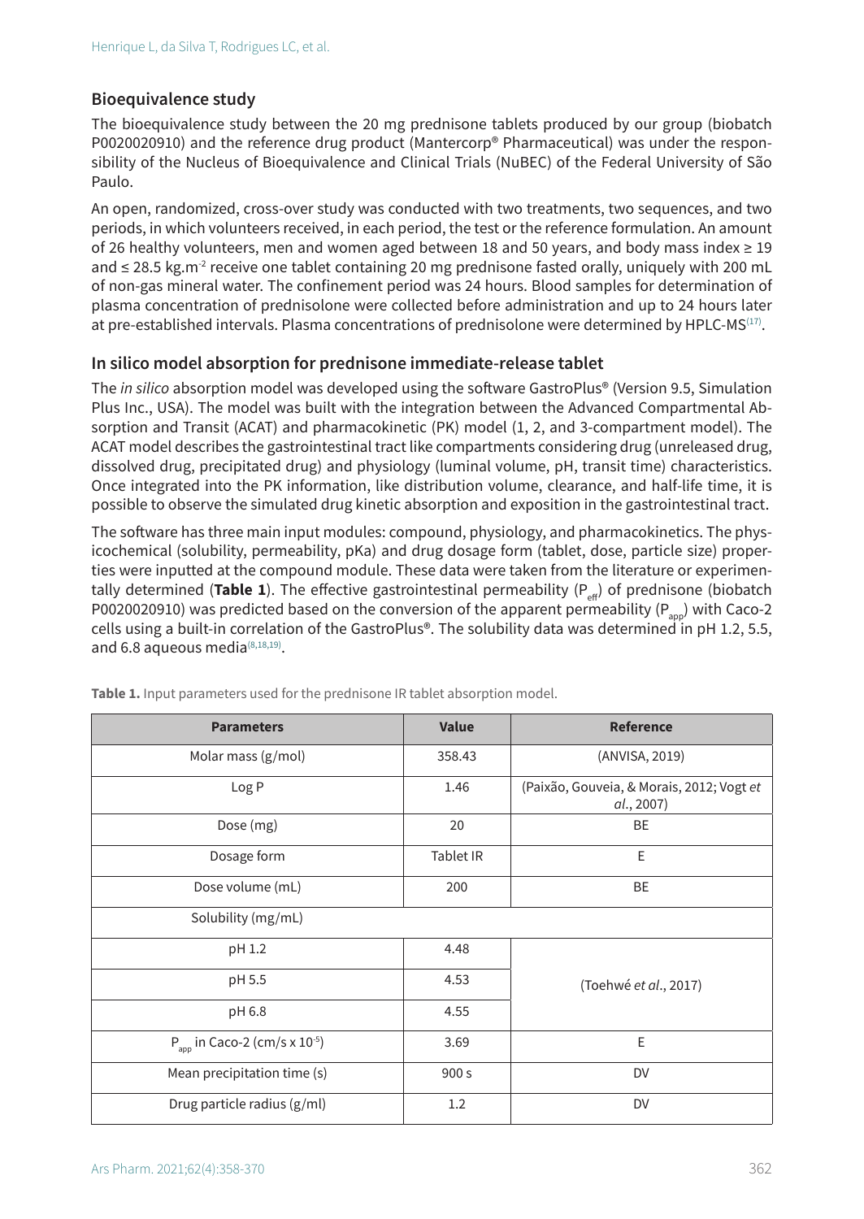## Bioequivalence study

The bioequivalence study between the 20 mg prednisone tablets produced by our group (biobatch P0020020910) and the reference drug product (Mantercorp® Pharmaceutical) was under the responsibility of the Nucleus of Bioequivalence and Clinical Trials (NuBEC) of the Federal University of São Paulo.

An open, randomized, cross-over study was conducted with two treatments, two sequences, and two periods, in which volunteers received, in each period, the test or the reference formulation. An amount of 26 healthy volunteers, men and women aged between 18 and 50 years, and body mass index ≥ 19 and ≤ 28.5 kg.m$^{-2}$ receive one tablet containing 20 mg prednisone fasted orally, uniquely with 200 mL of non-gas mineral water. The confinement period was 24 hours. Blood samples for determination of plasma concentration of prednisolone were collected before administration and up to 24 hours later at pre-established intervals. Plasma concentrations of prednisolone were determined by HPLC-MS[17].

## In silico model absorption for prednisone immediate-release tablet

The *in silico* absorption model was developed using the software GastroPlus® (Version 9.5, Simulation Plus Inc., USA). The model was built with the integration between the Advanced Compartmental Absorption and Transit (ACAT) and pharmacokinetic (PK) model (1, 2, and 3-compartment model). The ACAT model describes the gastrointestinal tract like compartments considering drug (unreleased drug, dissolved drug, precipitated drug) and physiology (luminal volume, pH, transit time) characteristics. Once integrated into the PK information, like distribution volume, clearance, and half-life time, it is possible to observe the simulated drug kinetic absorption and exposition in the gastrointestinal tract.

The software has three main input modules: compound, physiology, and pharmacokinetics. The physicochemical (solubility, permeability, pKa) and drug dosage form (tablet, dose, particle size) properties were inputted at the compound module. These data were taken from the literature or experimentally determined (**Table 1**). The effective gastrointestinal permeability ($P_{eff}$) of prednisone (biobatch P0020020910) was predicted based on the conversion of the apparent permeability ($P_{app}$) with Caco-2 cells using a built-in correlation of the GastroPlus®. The solubility data was determined in pH 1.2, 5.5, and 6.8 aqueous media[8,18,19].

**Table 1.** Input parameters used for the prednisone IR tablet absorption model.

| Parameters | Value | Reference |
|---|---|---|
| Molar mass (g/mol) | 358.43 | (ANVISA, 2019) |
| Log P | 1.46 | (Paixão, Gouveia, & Morais, 2012; Vogt *et al*., 2007) |
| Dose (mg) | 20 | BE |
| Dosage form | Tablet IR | E |
| Dose volume (mL) | 200 | BE |
| Solubility (mg/mL) | | |
| pH 1.2 | 4.48 | (Toehwé *et al*., 2017) |
| pH 5.5 | 4.53 | |
| pH 6.8 | 4.55 | |
| $P_{app}$ in Caco-2 (cm/s x $10^{-5}$) | 3.69 | E |
| Mean precipitation time (s) | 900 s | DV |
| Drug particle radius (g/ml) | 1.2 | DV |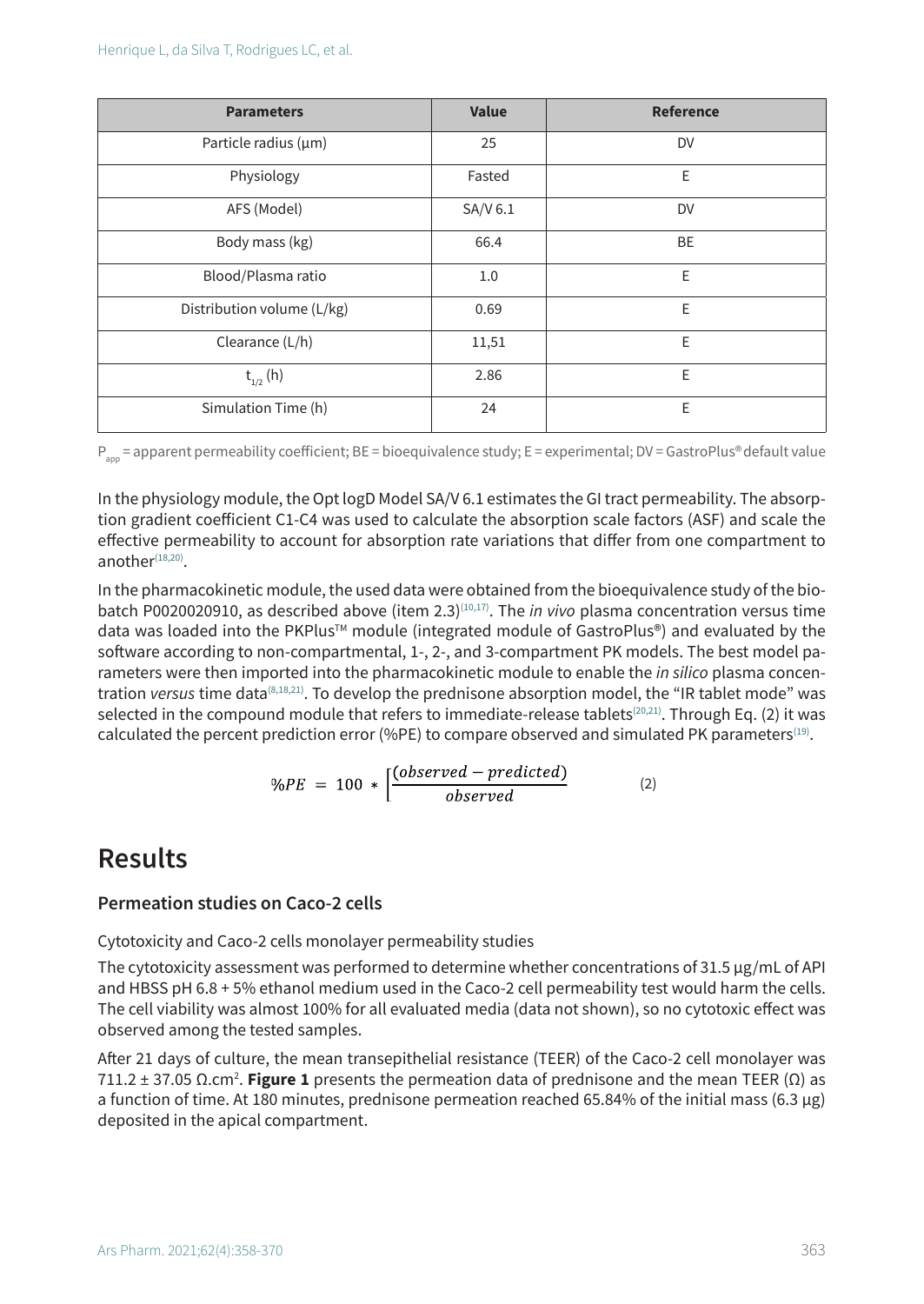| Parameters | Value | Reference |
|---|---|---|
| Particle radius (µm) | 25 | DV |
| Physiology | Fasted | E |
| AFS (Model) | SA/V 6.1 | DV |
| Body mass (kg) | 66.4 | BE |
| Blood/Plasma ratio | 1.0 | E |
| Distribution volume (L/kg) | 0.69 | E |
| Clearance (L/h) | 11,51 | E |
| $t_{1/2}$ (h) | 2.86 | E |
| Simulation Time (h) | 24 | E |

$P_{app}$ = apparent permeability coefficient; BE = bioequivalence study; E = experimental; DV = GastroPlus® default value

In the physiology module, the Opt logD Model SA/V 6.1 estimates the GI tract permeability. The absorption gradient coefficient C1-C4 was used to calculate the absorption scale factors (ASF) and scale the effective permeability to account for absorption rate variations that differ from one compartment to another[18,20].

In the pharmacokinetic module, the used data were obtained from the bioequivalence study of the biobatch P0020020910, as described above (item 2.3)[10,17]. The *in vivo* plasma concentration versus time data was loaded into the PKPlus™ module (integrated module of GastroPlus®) and evaluated by the software according to non-compartmental, 1-, 2-, and 3-compartment PK models. The best model parameters were then imported into the pharmacokinetic module to enable the *in silico* plasma concentration *versus* time data[8,18,21]. To develop the prednisone absorption model, the "IR tablet mode" was selected in the compound module that refers to immediate-release tablets[20,21]. Through Eq. (2) it was calculated the percent prediction error (%PE) to compare observed and simulated PK parameters[19].

$$\%PE = 100 * \left[\frac{(observed - predicted)}{observed}\right. \qquad (2)$$

# Results

## Permeation studies on Caco-2 cells

Cytotoxicity and Caco-2 cells monolayer permeability studies

The cytotoxicity assessment was performed to determine whether concentrations of 31.5 µg/mL of API and HBSS pH 6.8 + 5% ethanol medium used in the Caco-2 cell permeability test would harm the cells. The cell viability was almost 100% for all evaluated media (data not shown), so no cytotoxic effect was observed among the tested samples.

After 21 days of culture, the mean transepithelial resistance (TEER) of the Caco-2 cell monolayer was 711.2 ± 37.05 $\Omega.cm^2$. **Figure 1** presents the permeation data of prednisone and the mean TEER (Ω) as a function of time. At 180 minutes, prednisone permeation reached 65.84% of the initial mass (6.3 µg) deposited in the apical compartment.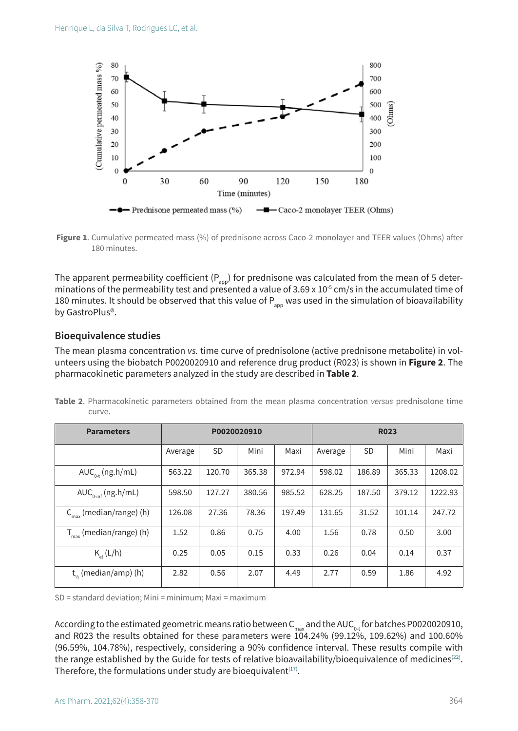**Figure 1**. Cumulative permeated mass (%) of prednisone across Caco-2 monolayer and TEER values (Ohms) after 180 minutes.

The apparent permeability coefficient ($P_{app}$) for prednisone was calculated from the mean of 5 determinations of the permeability test and presented a value of 3.69 x $10^{-5}$ cm/s in the accumulated time of 180 minutes. It should be observed that this value of $P_{app}$ was used in the simulation of bioavailability by GastroPlus®.

## Bioequivalence studies

The mean plasma concentration *vs.* time curve of prednisolone (active prednisone metabolite) in volunteers using the biobatch P0020020910 and reference drug product (R023) is shown in **Figure 2**. The pharmacokinetic parameters analyzed in the study are described in **Table 2**.

**Table 2**. Pharmacokinetic parameters obtained from the mean plasma concentration *versus* prednisolone time curve.

| Parameters | P0020020910 | | | | R023 | | | |
|---|---|---|---|---|---|---|---|---|
| | Average | SD | Mini | Maxi | Average | SD | Mini | Maxi |
| $AUC_{0-t}$ (ng.h/mL) | 563.22 | 120.70 | 365.38 | 972.94 | 598.02 | 186.89 | 365.33 | 1208.02 |
| $AUC_{0-inf}$ (ng.h/mL) | 598.50 | 127.27 | 380.56 | 985.52 | 628.25 | 187.50 | 379.12 | 1222.93 |
| $C_{max}$ (median/range) (h) | 126.08 | 27.36 | 78.36 | 197.49 | 131.65 | 31.52 | 101.14 | 247.72 |
| $T_{max}$ (median/range) (h) | 1.52 | 0.86 | 0.75 | 4.00 | 1.56 | 0.78 | 0.50 | 3.00 |
| $K_{el}$ (L/h) | 0.25 | 0.05 | 0.15 | 0.33 | 0.26 | 0.04 | 0.14 | 0.37 |
| $t_{½}$ (median/amp) (h) | 2.82 | 0.56 | 2.07 | 4.49 | 2.77 | 0.59 | 1.86 | 4.92 |

SD = standard deviation; Mini = minimum; Maxi = maximum

According to the estimated geometric means ratio between $C_{max}$ and the $AUC_{0-t}$ for batches P0020020910, and R023 the results obtained for these parameters were 104.24% (99.12%, 109.62%) and 100.60% (96.59%, 104.78%), respectively, considering a 90% confidence interval. These results compile with the range established by the Guide for tests of relative bioavailability/bioequivalence of medicines[22]. Therefore, the formulations under study are bioequivalent[17].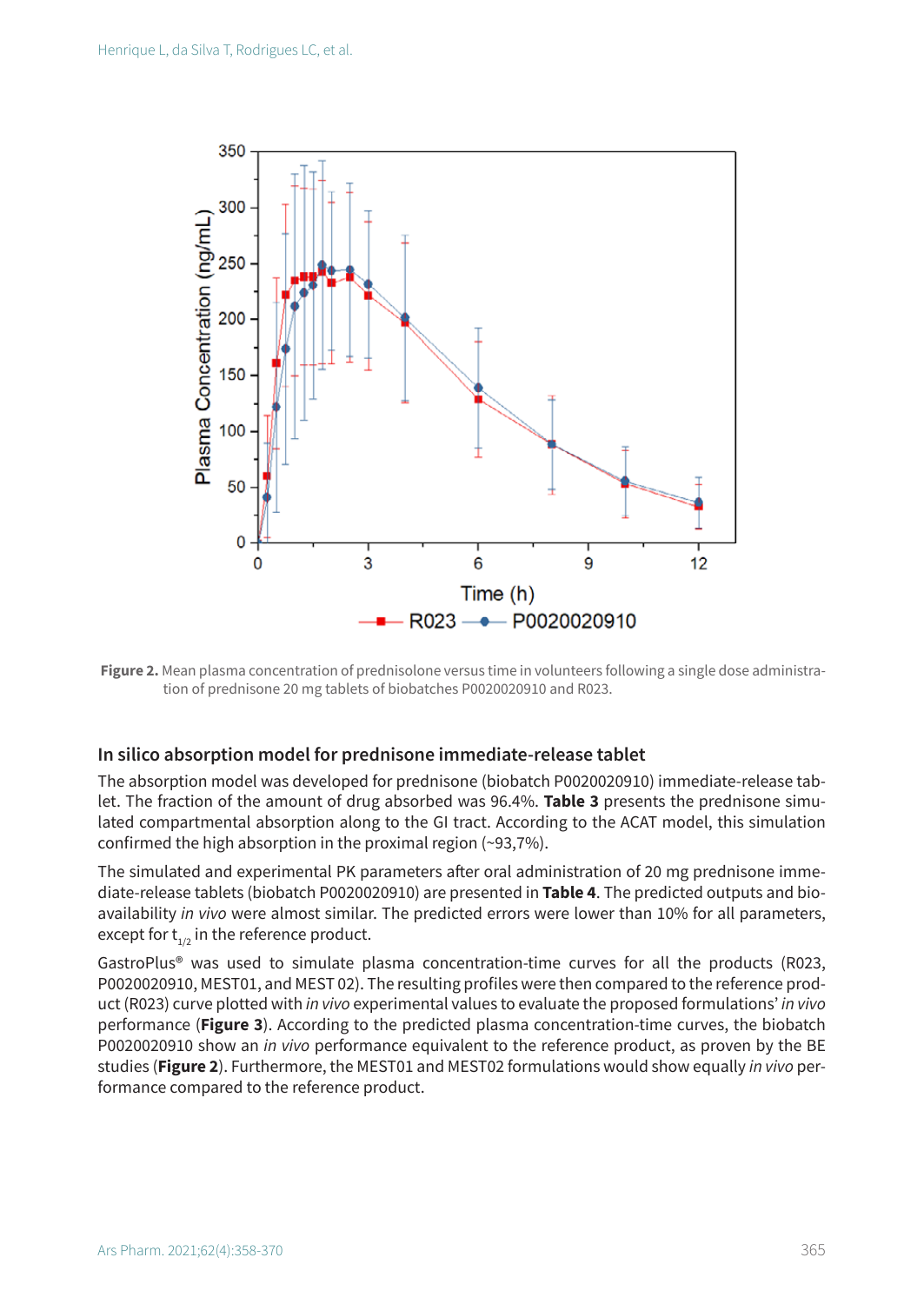**Figure 2.** Mean plasma concentration of prednisolone versus time in volunteers following a single dose administration of prednisone 20 mg tablets of biobatches P0020020910 and R023.

### In silico absorption model for prednisone immediate-release tablet

The absorption model was developed for prednisone (biobatch P0020020910) immediate-release tablet. The fraction of the amount of drug absorbed was 96.4%. **Table 3** presents the prednisone simulated compartmental absorption along to the GI tract. According to the ACAT model, this simulation confirmed the high absorption in the proximal region (~93,7%).

The simulated and experimental PK parameters after oral administration of 20 mg prednisone immediate-release tablets (biobatch P0020020910) are presented in **Table 4**. The predicted outputs and bioavailability *in vivo* were almost similar. The predicted errors were lower than 10% for all parameters, except for $t_{1/2}$ in the reference product.

GastroPlus® was used to simulate plasma concentration-time curves for all the products (R023, P0020020910, MEST01, and MEST 02). The resulting profiles were then compared to the reference product (R023) curve plotted with *in vivo* experimental values to evaluate the proposed formulations' *in vivo* performance (**Figure 3**). According to the predicted plasma concentration-time curves, the biobatch P0020020910 show an *in vivo* performance equivalent to the reference product, as proven by the BE studies (**Figure 2**). Furthermore, the MEST01 and MEST02 formulations would show equally *in vivo* performance compared to the reference product.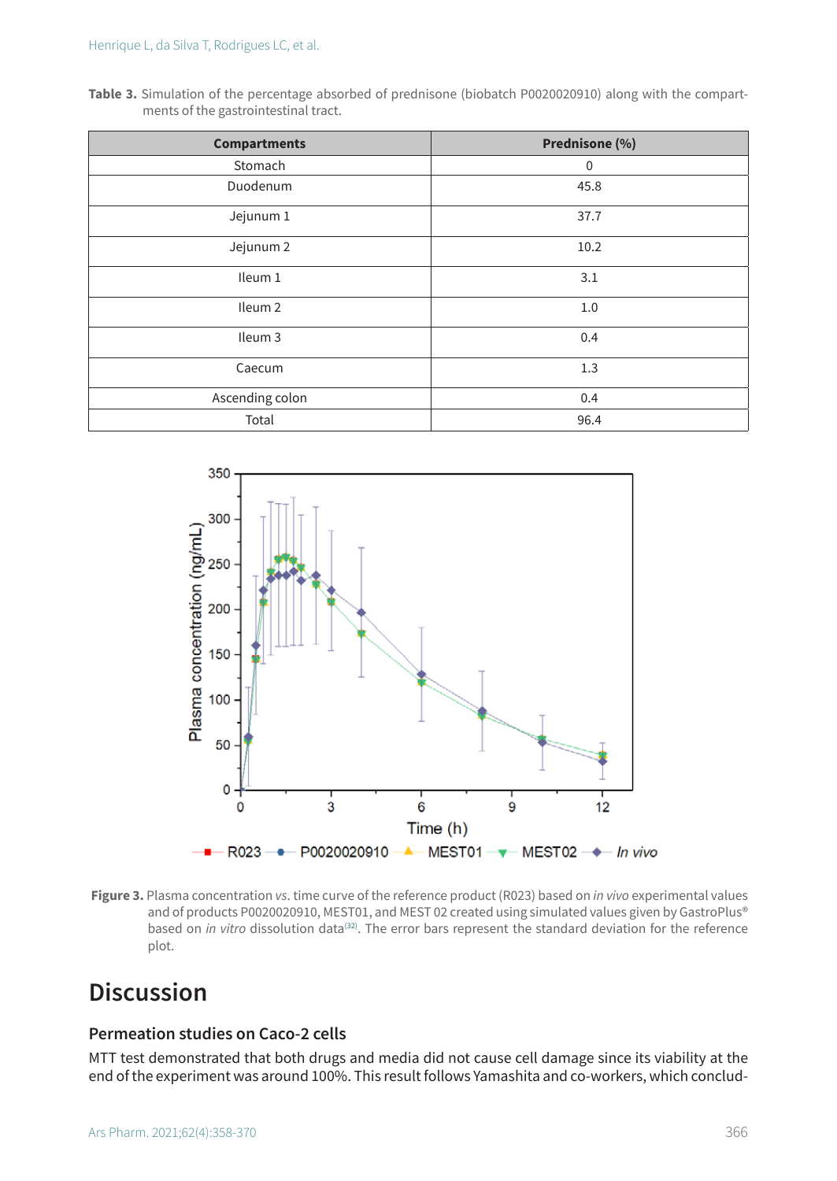**Table 3.** Simulation of the percentage absorbed of prednisone (biobatch P0020020910) along with the compartments of the gastrointestinal tract.

| Compartments | Prednisone (%) |
|---|---|
| Stomach | 0 |
| Duodenum | 45.8 |
| Jejunum 1 | 37.7 |
| Jejunum 2 | 10.2 |
| Ileum 1 | 3.1 |
| Ileum 2 | 1.0 |
| Ileum 3 | 0.4 |
| Caecum | 1.3 |
| Ascending colon | 0.4 |
| Total | 96.4 |

**Figure 3.** Plasma concentration *vs*. time curve of the reference product (R023) based on *in vivo* experimental values and of products P0020020910, MEST01, and MEST 02 created using simulated values given by GastroPlus® based on *in vitro* dissolution data[32]. The error bars represent the standard deviation for the reference plot.

# Discussion

## Permeation studies on Caco-2 cells

MTT test demonstrated that both drugs and media did not cause cell damage since its viability at the end of the experiment was around 100%. This result follows Yamashita and co-workers, which conclud-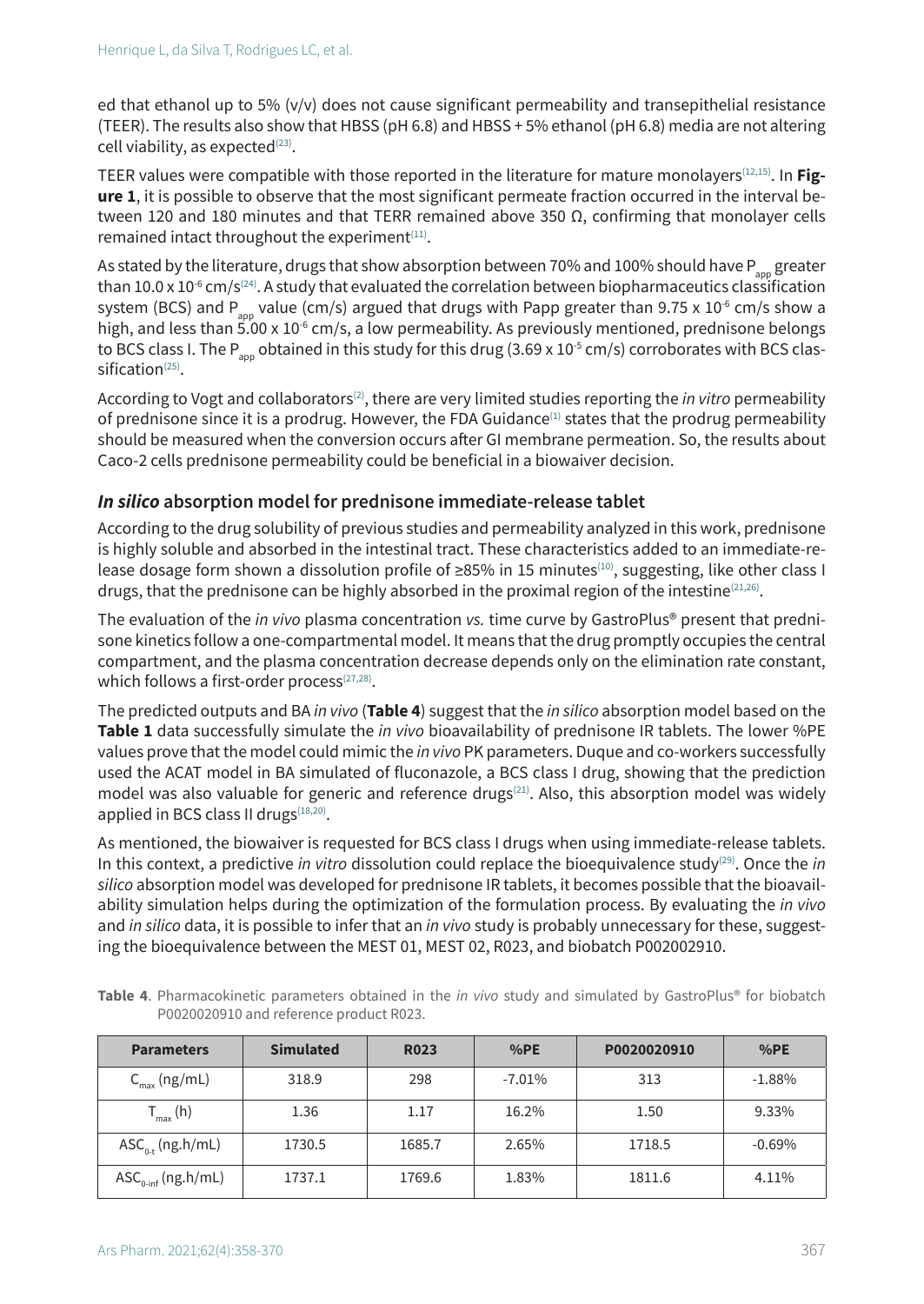ed that ethanol up to 5% (v/v) does not cause significant permeability and transepithelial resistance (TEER). The results also show that HBSS (pH 6.8) and HBSS + 5% ethanol (pH 6.8) media are not altering cell viability, as expected[23].

TEER values were compatible with those reported in the literature for mature monolayers[12,15]. In **Figure 1**, it is possible to observe that the most significant permeate fraction occurred in the interval between 120 and 180 minutes and that TERR remained above 350 Ω, confirming that monolayer cells remained intact throughout the experiment[11].

As stated by the literature, drugs that show absorption between 70% and 100% should have $P_{app}$ greater than 10.0 x $10^{-6}$ cm/s[24]. A study that evaluated the correlation between biopharmaceutics classification system (BCS) and $P_{app}$ value (cm/s) argued that drugs with Papp greater than 9.75 x $10^{-6}$ cm/s show a high, and less than 5.00 x $10^{-6}$ cm/s, a low permeability. As previously mentioned, prednisone belongs to BCS class I. The $P_{app}$ obtained in this study for this drug (3.69 x $10^{-5}$ cm/s) corroborates with BCS classification[25].

According to Vogt and collaborators[2], there are very limited studies reporting the *in vitro* permeability of prednisone since it is a prodrug. However, the FDA Guidance[1] states that the prodrug permeability should be measured when the conversion occurs after GI membrane permeation. So, the results about Caco-2 cells prednisone permeability could be beneficial in a biowaiver decision.

### *In silico* absorption model for prednisone immediate-release tablet

According to the drug solubility of previous studies and permeability analyzed in this work, prednisone is highly soluble and absorbed in the intestinal tract. These characteristics added to an immediate-release dosage form shown a dissolution profile of ≥85% in 15 minutes[10], suggesting, like other class I drugs, that the prednisone can be highly absorbed in the proximal region of the intestine[21,26].

The evaluation of the *in vivo* plasma concentration *vs.* time curve by GastroPlus® present that prednisone kinetics follow a one-compartmental model. It means that the drug promptly occupies the central compartment, and the plasma concentration decrease depends only on the elimination rate constant, which follows a first-order process[27,28].

The predicted outputs and BA *in vivo* (**Table 4**) suggest that the *in silico* absorption model based on the **Table 1** data successfully simulate the *in vivo* bioavailability of prednisone IR tablets. The lower %PE values prove that the model could mimic the *in vivo* PK parameters. Duque and co-workers successfully used the ACAT model in BA simulated of fluconazole, a BCS class I drug, showing that the prediction model was also valuable for generic and reference drugs[21]. Also, this absorption model was widely applied in BCS class II drugs[18,20].

As mentioned, the biowaiver is requested for BCS class I drugs when using immediate-release tablets. In this context, a predictive *in vitro* dissolution could replace the bioequivalence study[29]. Once the *in silico* absorption model was developed for prednisone IR tablets, it becomes possible that the bioavailability simulation helps during the optimization of the formulation process. By evaluating the *in vivo* and *in silico* data, it is possible to infer that an *in vivo* study is probably unnecessary for these, suggesting the bioequivalence between the MEST 01, MEST 02, R023, and biobatch P002002910.

**Table 4**. Pharmacokinetic parameters obtained in the *in vivo* study and simulated by GastroPlus® for biobatch P0020020910 and reference product R023.

| Parameters | Simulated | R023 | %PE | P0020020910 | %PE |
|---|---|---|---|---|---|
| $C_{max}$ (ng/mL) | 318.9 | 298 | -7.01% | 313 | -1.88% |
| $T_{max}$ (h) | 1.36 | 1.17 | 16.2% | 1.50 | 9.33% |
| $ASC_{0-t}$ (ng.h/mL) | 1730.5 | 1685.7 | 2.65% | 1718.5 | -0.69% |
| $ASC_{0-inf}$ (ng.h/mL) | 1737.1 | 1769.6 | 1.83% | 1811.6 | 4.11% |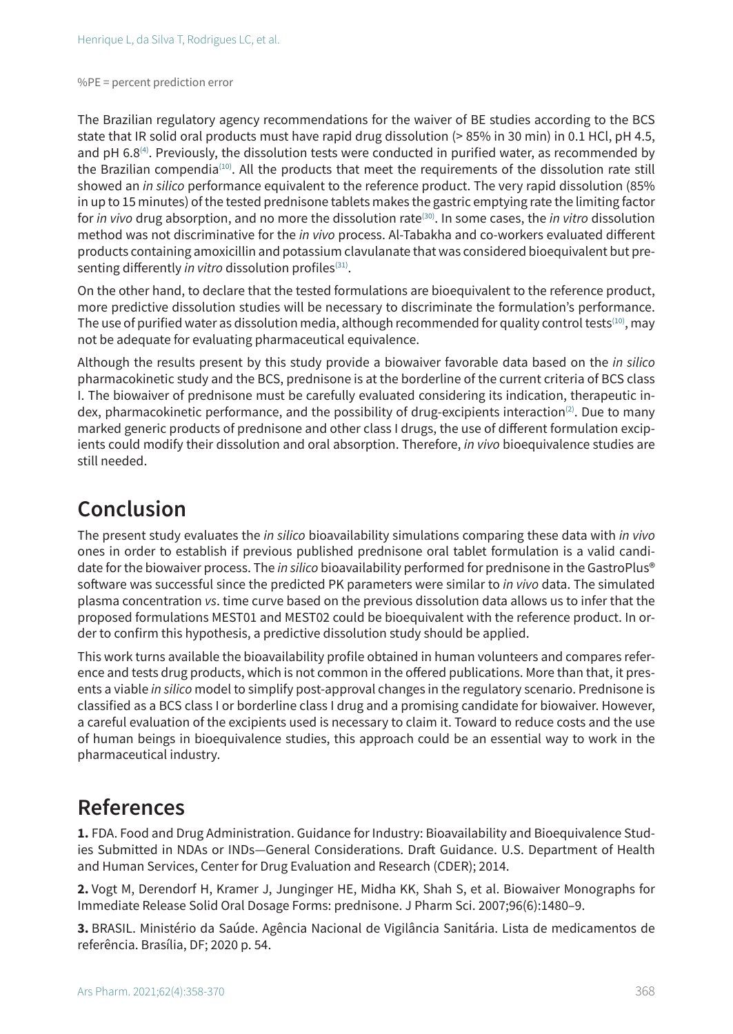%PE = percent prediction error

The Brazilian regulatory agency recommendations for the waiver of BE studies according to the BCS state that IR solid oral products must have rapid drug dissolution (> 85% in 30 min) in 0.1 HCl, pH 4.5, and pH 6.8[4]. Previously, the dissolution tests were conducted in purified water, as recommended by the Brazilian compendia[10]. All the products that meet the requirements of the dissolution rate still showed an *in silico* performance equivalent to the reference product. The very rapid dissolution (85% in up to 15 minutes) of the tested prednisone tablets makes the gastric emptying rate the limiting factor for *in vivo* drug absorption, and no more the dissolution rate[30]. In some cases, the *in vitro* dissolution method was not discriminative for the *in vivo* process. Al-Tabakha and co-workers evaluated different products containing amoxicillin and potassium clavulanate that was considered bioequivalent but presenting differently *in vitro* dissolution profiles[31].

On the other hand, to declare that the tested formulations are bioequivalent to the reference product, more predictive dissolution studies will be necessary to discriminate the formulation's performance. The use of purified water as dissolution media, although recommended for quality control tests[10], may not be adequate for evaluating pharmaceutical equivalence.

Although the results present by this study provide a biowaiver favorable data based on the *in silico* pharmacokinetic study and the BCS, prednisone is at the borderline of the current criteria of BCS class I. The biowaiver of prednisone must be carefully evaluated considering its indication, therapeutic index, pharmacokinetic performance, and the possibility of drug-excipients interaction[2]. Due to many marked generic products of prednisone and other class I drugs, the use of different formulation excipients could modify their dissolution and oral absorption. Therefore, *in vivo* bioequivalence studies are still needed.

## Conclusion

The present study evaluates the *in silico* bioavailability simulations comparing these data with *in vivo* ones in order to establish if previous published prednisone oral tablet formulation is a valid candidate for the biowaiver process. The *in silico* bioavailability performed for prednisone in the GastroPlus® software was successful since the predicted PK parameters were similar to *in vivo* data. The simulated plasma concentration *vs*. time curve based on the previous dissolution data allows us to infer that the proposed formulations MEST01 and MEST02 could be bioequivalent with the reference product. In order to confirm this hypothesis, a predictive dissolution study should be applied.

This work turns available the bioavailability profile obtained in human volunteers and compares reference and tests drug products, which is not common in the offered publications. More than that, it presents a viable *in silico* model to simplify post-approval changes in the regulatory scenario. Prednisone is classified as a BCS class I or borderline class I drug and a promising candidate for biowaiver. However, a careful evaluation of the excipients used is necessary to claim it. Toward to reduce costs and the use of human beings in bioequivalence studies, this approach could be an essential way to work in the pharmaceutical industry.

## References

**1.** FDA. Food and Drug Administration. Guidance for Industry: Bioavailability and Bioequivalence Studies Submitted in NDAs or INDs—General Considerations. Draft Guidance. U.S. Department of Health and Human Services, Center for Drug Evaluation and Research (CDER); 2014.

**2.** Vogt M, Derendorf H, Kramer J, Junginger HE, Midha KK, Shah S, et al. Biowaiver Monographs for Immediate Release Solid Oral Dosage Forms: prednisone. J Pharm Sci. 2007;96(6):1480–9.

**3.** BRASIL. Ministério da Saúde. Agência Nacional de Vigilância Sanitária. Lista de medicamentos de referência. Brasília, DF; 2020 p. 54.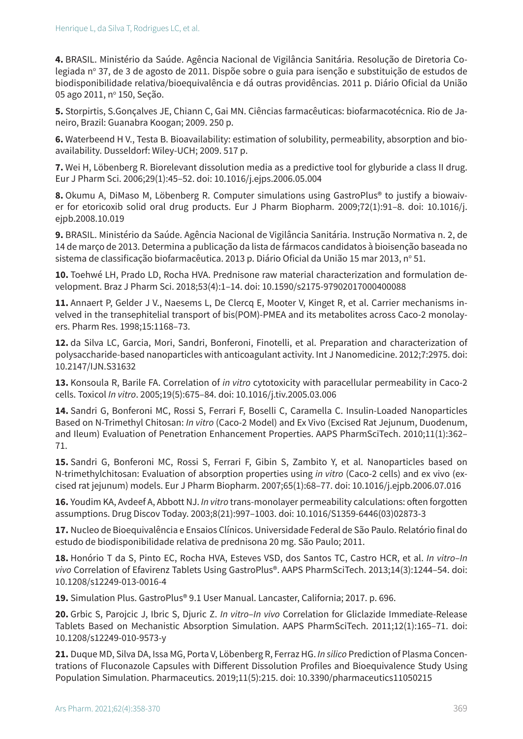**4.** BRASIL. Ministério da Saúde. Agência Nacional de Vigilância Sanitária. Resolução de Diretoria Colegiada nº 37, de 3 de agosto de 2011. Dispõe sobre o guia para isenção e substituição de estudos de biodisponibilidade relativa/bioequivalência e dá outras providências. 2011 p. Diário Oficial da União 05 ago 2011, nº 150, Seção.

**5.** Storpirtis, S.Gonçalves JE, Chiann C, Gai MN. Ciências farmacêuticas: biofarmacotécnica. Rio de Janeiro, Brazil: Guanabra Koogan; 2009. 250 p.

**6.** Waterbeend H V., Testa B. Bioavailability: estimation of solubility, permeability, absorption and bioavailability. Dusseldorf: Wiley-UCH; 2009. 517 p.

**7.** Wei H, Löbenberg R. Biorelevant dissolution media as a predictive tool for glyburide a class II drug. Eur J Pharm Sci. 2006;29(1):45–52. doi: 10.1016/j.ejps.2006.05.004

**8.** Okumu A, DiMaso M, Löbenberg R. Computer simulations using GastroPlus® to justify a biowaiver for etoricoxib solid oral drug products. Eur J Pharm Biopharm. 2009;72(1):91–8. doi: 10.1016/j.ejpb.2008.10.019

**9.** BRASIL. Ministério da Saúde. Agência Nacional de Vigilância Sanitária. Instrução Normativa n. 2, de 14 de março de 2013. Determina a publicação da lista de fármacos candidatos à bioisenção baseada no sistema de classificação biofarmacêutica. 2013 p. Diário Oficial da União 15 mar 2013, nº 51.

**10.** Toehwé LH, Prado LD, Rocha HVA. Prednisone raw material characterization and formulation development. Braz J Pharm Sci. 2018;53(4):1–14. doi: 10.1590/s2175-97902017000400088

**11.** Annaert P, Gelder J V., Naesems L, De Clercq E, Mooter V, Kinget R, et al. Carrier mechanisms invelved in the transephitelial transport of bis(POM)-PMEA and its metabolites across Caco-2 monolayers. Pharm Res. 1998;15:1168–73.

**12.** da Silva LC, Garcia, Mori, Sandri, Bonferoni, Finotelli, et al. Preparation and characterization of polysaccharide-based nanoparticles with anticoagulant activity. Int J Nanomedicine. 2012;7:2975. doi: 10.2147/IJN.S31632

**13.** Konsoula R, Barile FA. Correlation of *in vitro* cytotoxicity with paracellular permeability in Caco-2 cells. Toxicol *In vitro*. 2005;19(5):675–84. doi: 10.1016/j.tiv.2005.03.006

**14.** Sandri G, Bonferoni MC, Rossi S, Ferrari F, Boselli C, Caramella C. Insulin-Loaded Nanoparticles Based on N-Trimethyl Chitosan: *In vitro* (Caco-2 Model) and Ex Vivo (Excised Rat Jejunum, Duodenum, and Ileum) Evaluation of Penetration Enhancement Properties. AAPS PharmSciTech. 2010;11(1):362–71.

**15.** Sandri G, Bonferoni MC, Rossi S, Ferrari F, Gibin S, Zambito Y, et al. Nanoparticles based on N-trimethylchitosan: Evaluation of absorption properties using *in vitro* (Caco-2 cells) and ex vivo (excised rat jejunum) models. Eur J Pharm Biopharm. 2007;65(1):68–77. doi: 10.1016/j.ejpb.2006.07.016

**16.** Youdim KA, Avdeef A, Abbott NJ. *In vitro* trans-monolayer permeability calculations: often forgotten assumptions. Drug Discov Today. 2003;8(21):997–1003. doi: 10.1016/S1359-6446(03)02873-3

**17.** Nucleo de Bioequivalência e Ensaios Clínicos. Universidade Federal de São Paulo. Relatório final do estudo de biodisponibilidade relativa de prednisona 20 mg. São Paulo; 2011.

**18.** Honório T da S, Pinto EC, Rocha HVA, Esteves VSD, dos Santos TC, Castro HCR, et al. *In vitro–In vivo* Correlation of Efavirenz Tablets Using GastroPlus®. AAPS PharmSciTech. 2013;14(3):1244–54. doi: 10.1208/s12249-013-0016-4

**19.** Simulation Plus. GastroPlus® 9.1 User Manual. Lancaster, California; 2017. p. 696.

**20.** Grbic S, Parojcic J, Ibric S, Djuric Z. *In vitro–In vivo* Correlation for Gliclazide Immediate-Release Tablets Based on Mechanistic Absorption Simulation. AAPS PharmSciTech. 2011;12(1):165–71. doi: 10.1208/s12249-010-9573-y

**21.** Duque MD, Silva DA, Issa MG, Porta V, Löbenberg R, Ferraz HG. *In silico* Prediction of Plasma Concentrations of Fluconazole Capsules with Different Dissolution Profiles and Bioequivalence Study Using Population Simulation. Pharmaceutics. 2019;11(5):215. doi: 10.3390/pharmaceutics11050215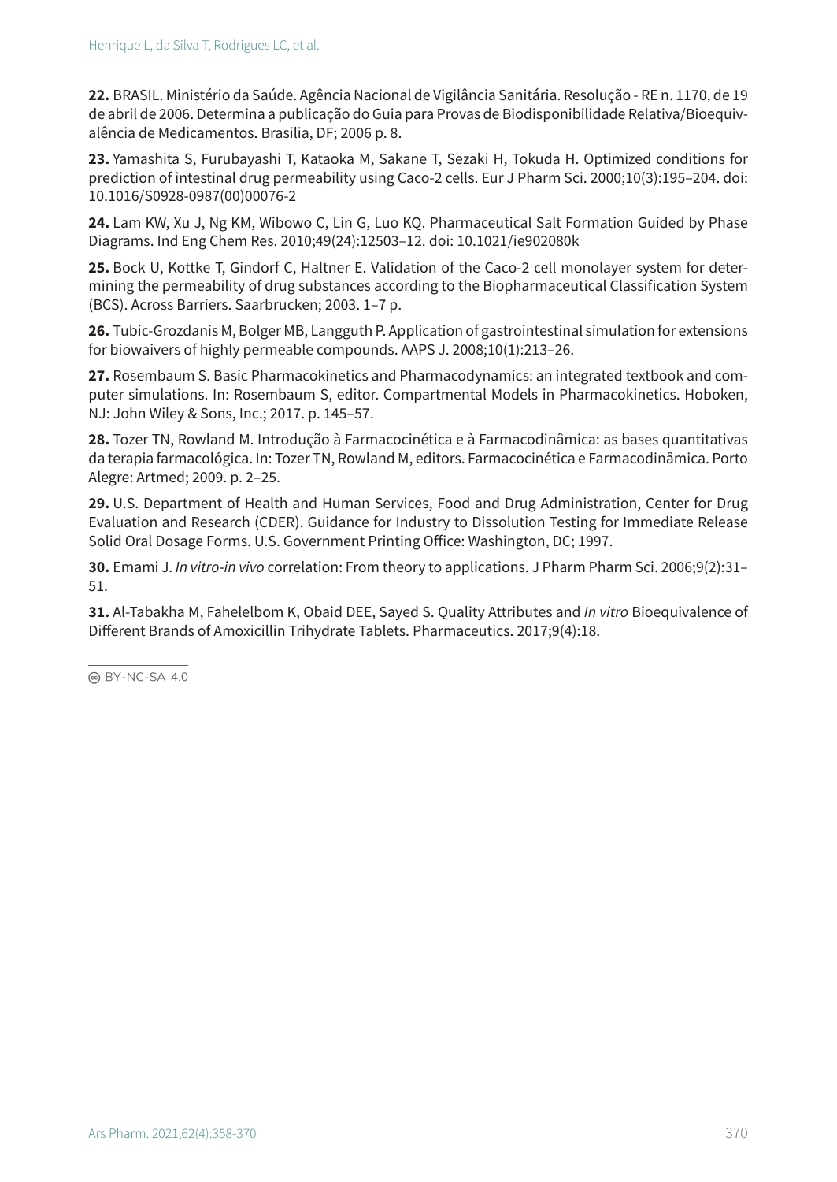**22.** BRASIL. Ministério da Saúde. Agência Nacional de Vigilância Sanitária. Resolução - RE n. 1170, de 19 de abril de 2006. Determina a publicação do Guia para Provas de Biodisponibilidade Relativa/Bioequivalência de Medicamentos. Brasilia, DF; 2006 p. 8.

**23.** Yamashita S, Furubayashi T, Kataoka M, Sakane T, Sezaki H, Tokuda H. Optimized conditions for prediction of intestinal drug permeability using Caco-2 cells. Eur J Pharm Sci. 2000;10(3):195–204. doi: 10.1016/S0928-0987(00)00076-2

**24.** Lam KW, Xu J, Ng KM, Wibowo C, Lin G, Luo KQ. Pharmaceutical Salt Formation Guided by Phase Diagrams. Ind Eng Chem Res. 2010;49(24):12503–12. doi: 10.1021/ie902080k

**25.** Bock U, Kottke T, Gindorf C, Haltner E. Validation of the Caco-2 cell monolayer system for determining the permeability of drug substances according to the Biopharmaceutical Classification System (BCS). Across Barriers. Saarbrucken; 2003. 1–7 p.

**26.** Tubic-Grozdanis M, Bolger MB, Langguth P. Application of gastrointestinal simulation for extensions for biowaivers of highly permeable compounds. AAPS J. 2008;10(1):213–26.

**27.** Rosembaum S. Basic Pharmacokinetics and Pharmacodynamics: an integrated textbook and computer simulations. In: Rosembaum S, editor. Compartmental Models in Pharmacokinetics. Hoboken, NJ: John Wiley & Sons, Inc.; 2017. p. 145–57.

**28.** Tozer TN, Rowland M. Introdução à Farmacocinética e à Farmacodinâmica: as bases quantitativas da terapia farmacológica. In: Tozer TN, Rowland M, editors. Farmacocinética e Farmacodinâmica. Porto Alegre: Artmed; 2009. p. 2–25.

**29.** U.S. Department of Health and Human Services, Food and Drug Administration, Center for Drug Evaluation and Research (CDER). Guidance for Industry to Dissolution Testing for Immediate Release Solid Oral Dosage Forms. U.S. Government Printing Office: Washington, DC; 1997.

**30.** Emami J. *In vitro-in vivo* correlation: From theory to applications. J Pharm Pharm Sci. 2006;9(2):31–51.

**31.** Al-Tabakha M, Fahelelbom K, Obaid DEE, Sayed S. Quality Attributes and *In vitro* Bioequivalence of Different Brands of Amoxicillin Trihydrate Tablets. Pharmaceutics. 2017;9(4):18.

BY-NC-SA 4.0